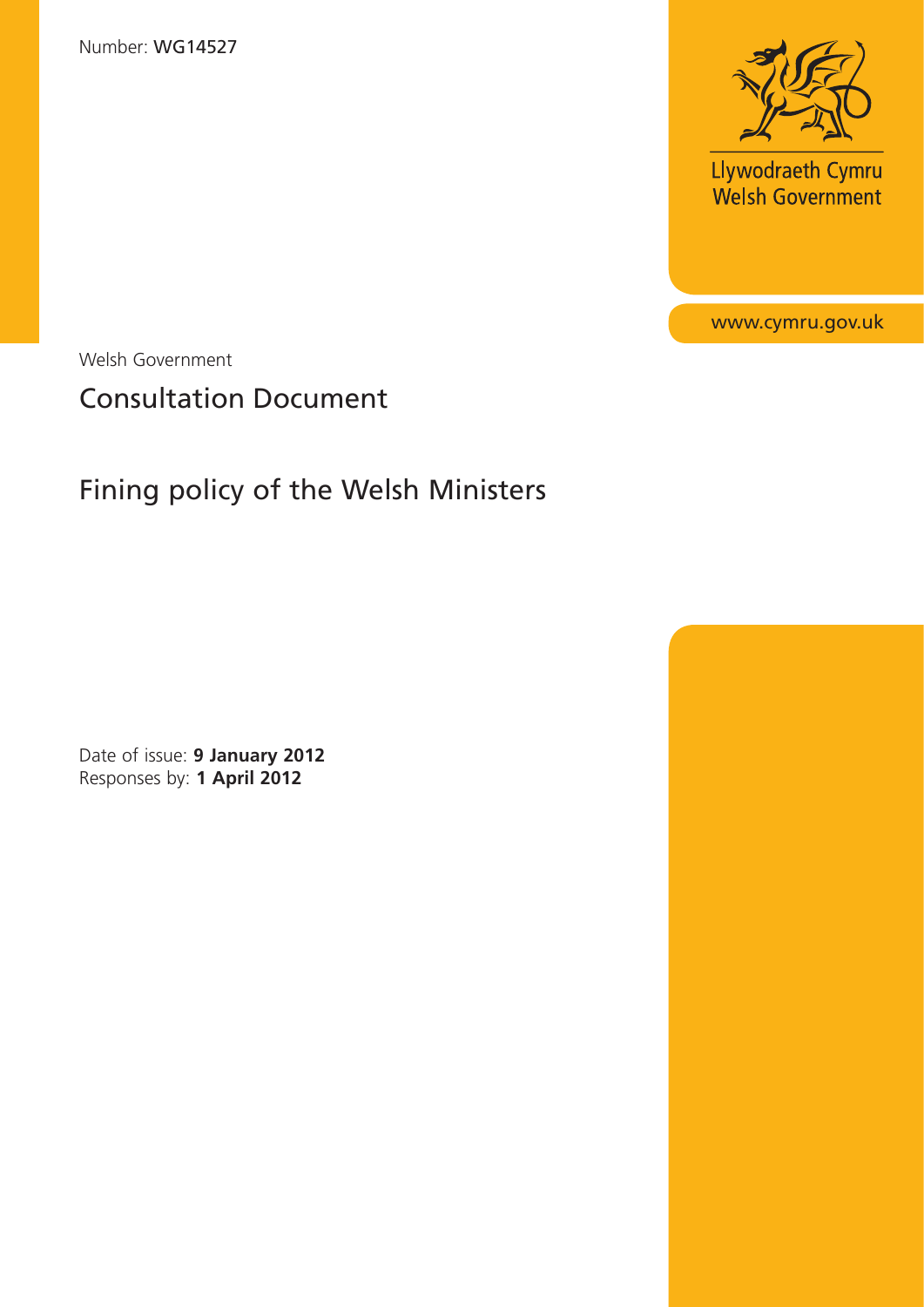Number: **WG14527**

Llywodraeth Cymru
Welsh Government

www.cymru.gov.uk

Welsh Government

## Consultation Document

# Fining policy of the Welsh Ministers

Date of issue: **9 January 2012**
Responses by: **1 April 2012**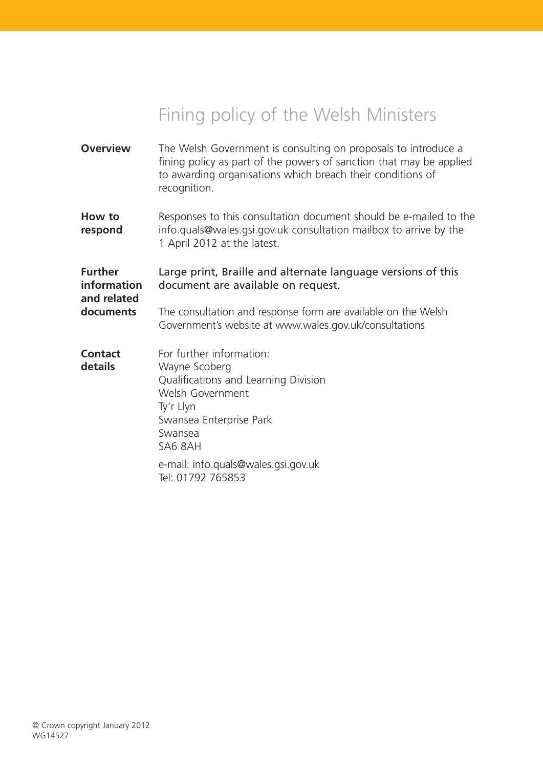# Fining policy of the Welsh Ministers

**Overview**

The Welsh Government is consulting on proposals to introduce a fining policy as part of the powers of sanction that may be applied to awarding organisations which breach their conditions of recognition.

**How to respond**

Responses to this consultation document should be e-mailed to the info.quals@wales.gsi.gov.uk consultation mailbox to arrive by the 1 April 2012 at the latest.

**Further information and related documents**

Large print, Braille and alternate language versions of this document are available on request.

The consultation and response form are available on the Welsh Government's website at www.wales.gov.uk/consultations

**Contact details**

For further information:
Wayne Scoberg
Qualifications and Learning Division
Welsh Government
Ty'r Llyn
Swansea Enterprise Park
Swansea
SA6 8AH

e-mail: info.quals@wales.gsi.gov.uk
Tel: 01792 765853

© Crown copyright January 2012
WG14527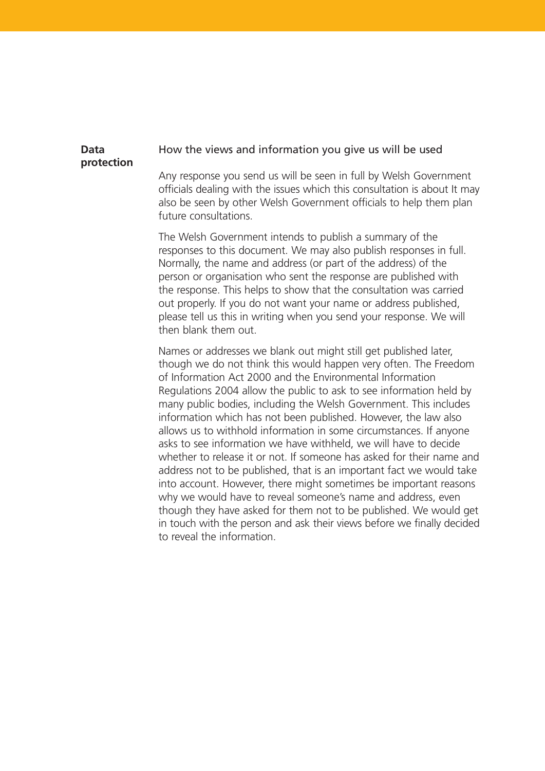**Data protection**

How the views and information you give us will be used

Any response you send us will be seen in full by Welsh Government officials dealing with the issues which this consultation is about It may also be seen by other Welsh Government officials to help them plan future consultations.

The Welsh Government intends to publish a summary of the responses to this document. We may also publish responses in full. Normally, the name and address (or part of the address) of the person or organisation who sent the response are published with the response. This helps to show that the consultation was carried out properly. If you do not want your name or address published, please tell us this in writing when you send your response. We will then blank them out.

Names or addresses we blank out might still get published later, though we do not think this would happen very often. The Freedom of Information Act 2000 and the Environmental Information Regulations 2004 allow the public to ask to see information held by many public bodies, including the Welsh Government. This includes information which has not been published. However, the law also allows us to withhold information in some circumstances. If anyone asks to see information we have withheld, we will have to decide whether to release it or not. If someone has asked for their name and address not to be published, that is an important fact we would take into account. However, there might sometimes be important reasons why we would have to reveal someone's name and address, even though they have asked for them not to be published. We would get in touch with the person and ask their views before we finally decided to reveal the information.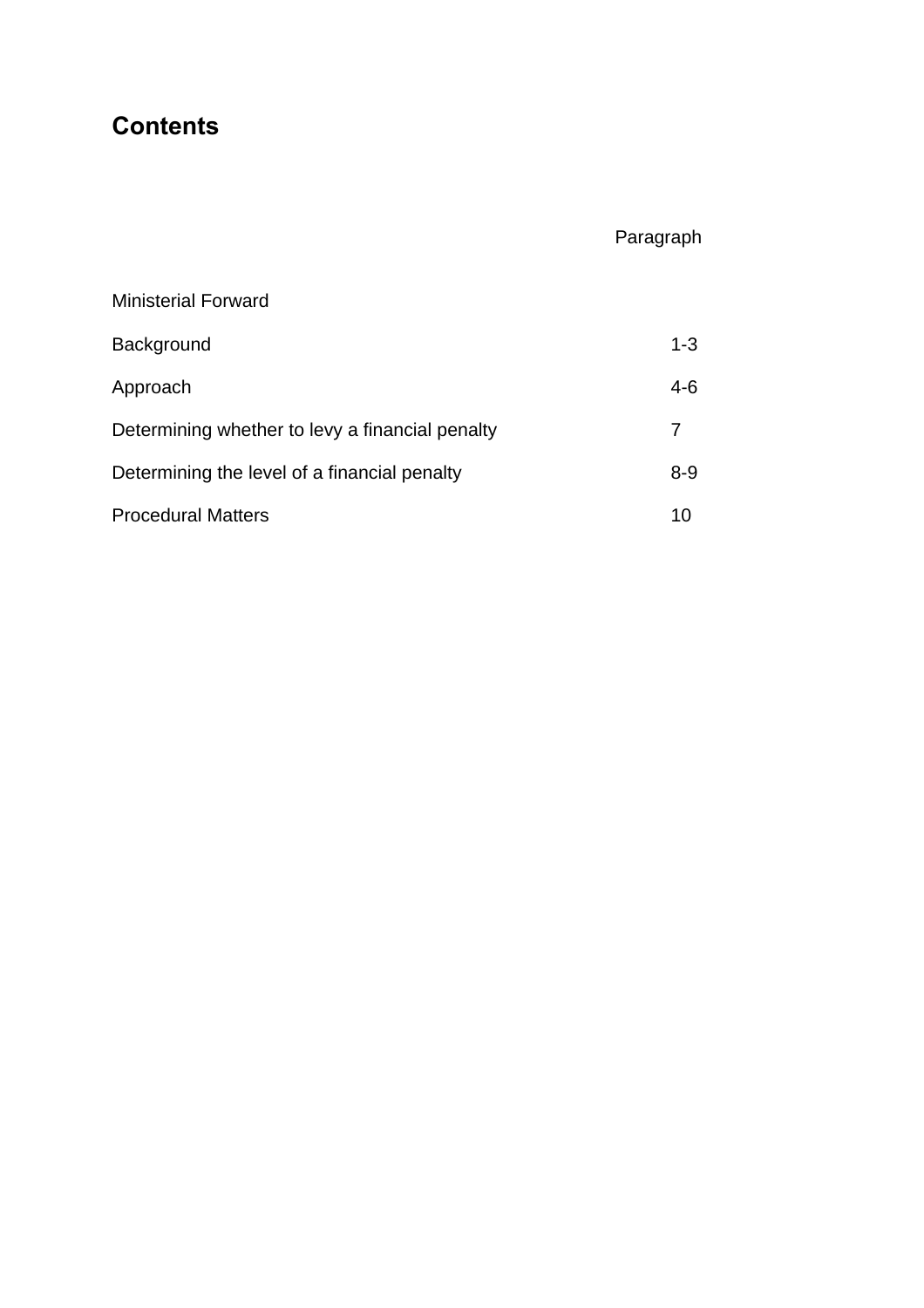# Contents

| | Paragraph |
|---|---|
| Ministerial Forward | |
| Background | 1-3 |
| Approach | 4-6 |
| Determining whether to levy a financial penalty | 7 |
| Determining the level of a financial penalty | 8-9 |
| Procedural Matters | 10 |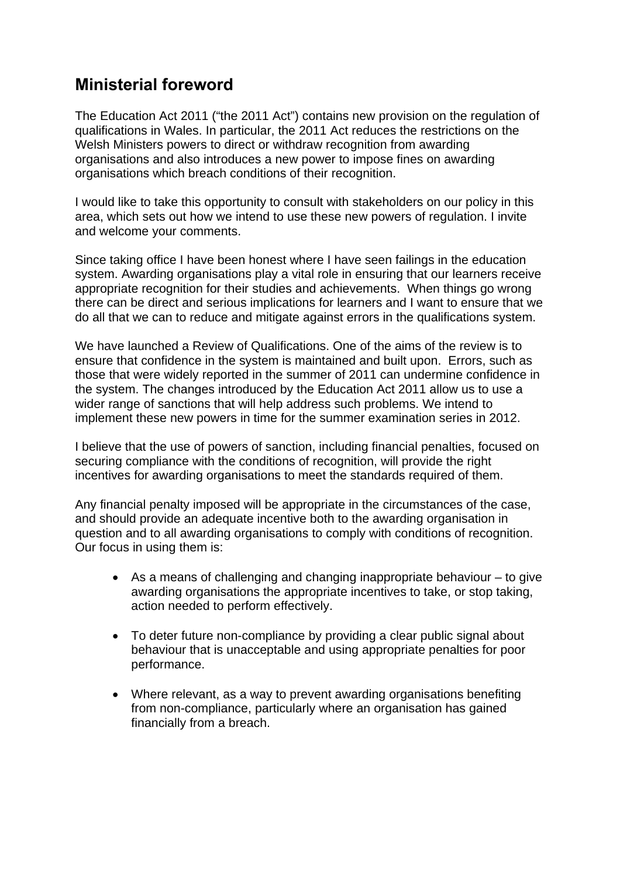## Ministerial foreword

The Education Act 2011 ("the 2011 Act") contains new provision on the regulation of qualifications in Wales. In particular, the 2011 Act reduces the restrictions on the Welsh Ministers powers to direct or withdraw recognition from awarding organisations and also introduces a new power to impose fines on awarding organisations which breach conditions of their recognition.

I would like to take this opportunity to consult with stakeholders on our policy in this area, which sets out how we intend to use these new powers of regulation. I invite and welcome your comments.

Since taking office I have been honest where I have seen failings in the education system. Awarding organisations play a vital role in ensuring that our learners receive appropriate recognition for their studies and achievements. When things go wrong there can be direct and serious implications for learners and I want to ensure that we do all that we can to reduce and mitigate against errors in the qualifications system.

We have launched a Review of Qualifications. One of the aims of the review is to ensure that confidence in the system is maintained and built upon. Errors, such as those that were widely reported in the summer of 2011 can undermine confidence in the system. The changes introduced by the Education Act 2011 allow us to use a wider range of sanctions that will help address such problems. We intend to implement these new powers in time for the summer examination series in 2012.

I believe that the use of powers of sanction, including financial penalties, focused on securing compliance with the conditions of recognition, will provide the right incentives for awarding organisations to meet the standards required of them.

Any financial penalty imposed will be appropriate in the circumstances of the case, and should provide an adequate incentive both to the awarding organisation in question and to all awarding organisations to comply with conditions of recognition. Our focus in using them is:

- As a means of challenging and changing inappropriate behaviour – to give awarding organisations the appropriate incentives to take, or stop taking, action needed to perform effectively.
- To deter future non-compliance by providing a clear public signal about behaviour that is unacceptable and using appropriate penalties for poor performance.
- Where relevant, as a way to prevent awarding organisations benefiting from non-compliance, particularly where an organisation has gained financially from a breach.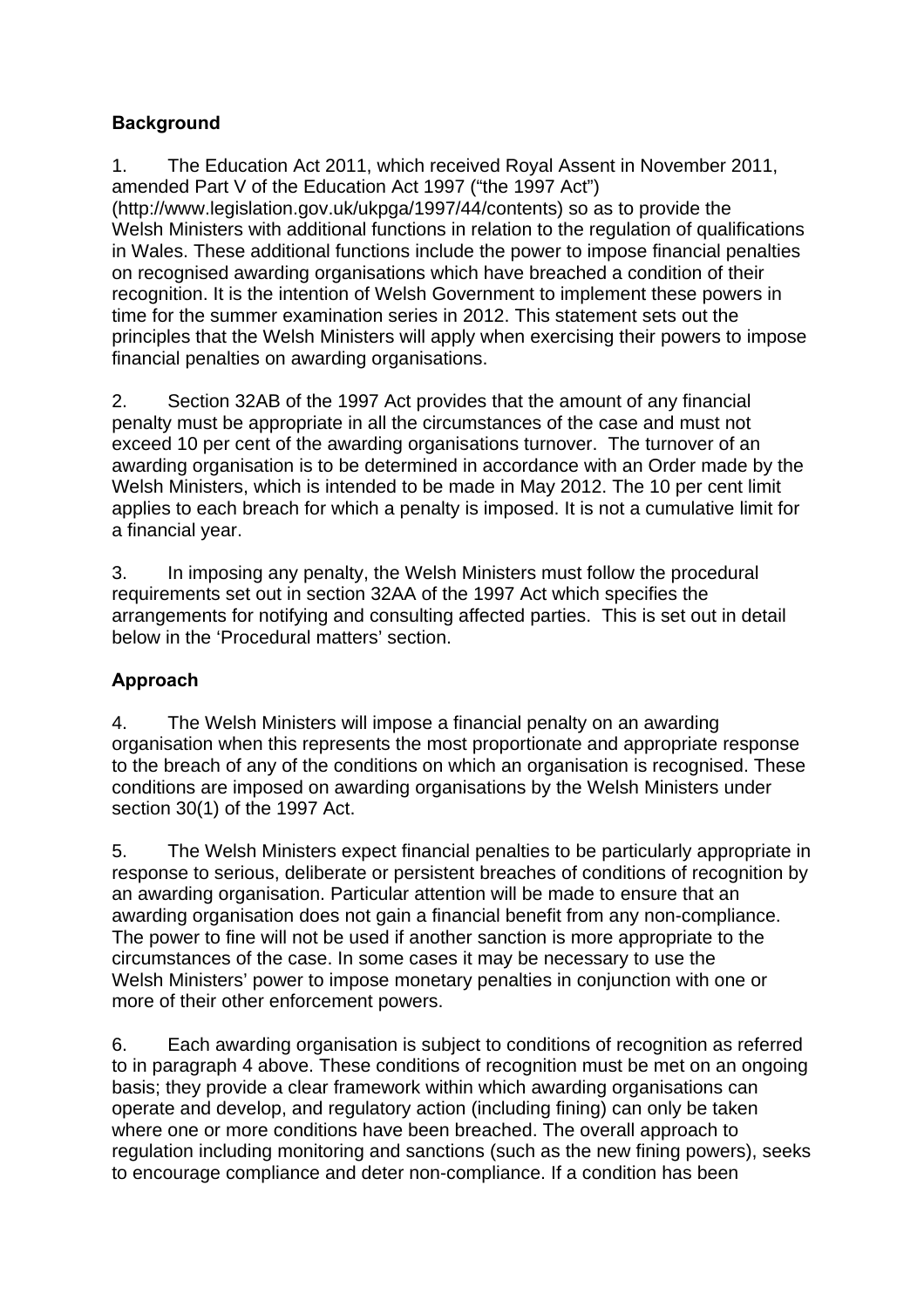**Background**

1. The Education Act 2011, which received Royal Assent in November 2011, amended Part V of the Education Act 1997 ("the 1997 Act") (http://www.legislation.gov.uk/ukpga/1997/44/contents) so as to provide the Welsh Ministers with additional functions in relation to the regulation of qualifications in Wales. These additional functions include the power to impose financial penalties on recognised awarding organisations which have breached a condition of their recognition. It is the intention of Welsh Government to implement these powers in time for the summer examination series in 2012. This statement sets out the principles that the Welsh Ministers will apply when exercising their powers to impose financial penalties on awarding organisations.

2. Section 32AB of the 1997 Act provides that the amount of any financial penalty must be appropriate in all the circumstances of the case and must not exceed 10 per cent of the awarding organisations turnover. The turnover of an awarding organisation is to be determined in accordance with an Order made by the Welsh Ministers, which is intended to be made in May 2012. The 10 per cent limit applies to each breach for which a penalty is imposed. It is not a cumulative limit for a financial year.

3. In imposing any penalty, the Welsh Ministers must follow the procedural requirements set out in section 32AA of the 1997 Act which specifies the arrangements for notifying and consulting affected parties. This is set out in detail below in the 'Procedural matters' section.

**Approach**

4. The Welsh Ministers will impose a financial penalty on an awarding organisation when this represents the most proportionate and appropriate response to the breach of any of the conditions on which an organisation is recognised. These conditions are imposed on awarding organisations by the Welsh Ministers under section 30(1) of the 1997 Act.

5. The Welsh Ministers expect financial penalties to be particularly appropriate in response to serious, deliberate or persistent breaches of conditions of recognition by an awarding organisation. Particular attention will be made to ensure that an awarding organisation does not gain a financial benefit from any non-compliance. The power to fine will not be used if another sanction is more appropriate to the circumstances of the case. In some cases it may be necessary to use the Welsh Ministers' power to impose monetary penalties in conjunction with one or more of their other enforcement powers.

6. Each awarding organisation is subject to conditions of recognition as referred to in paragraph 4 above. These conditions of recognition must be met on an ongoing basis; they provide a clear framework within which awarding organisations can operate and develop, and regulatory action (including fining) can only be taken where one or more conditions have been breached. The overall approach to regulation including monitoring and sanctions (such as the new fining powers), seeks to encourage compliance and deter non-compliance. If a condition has been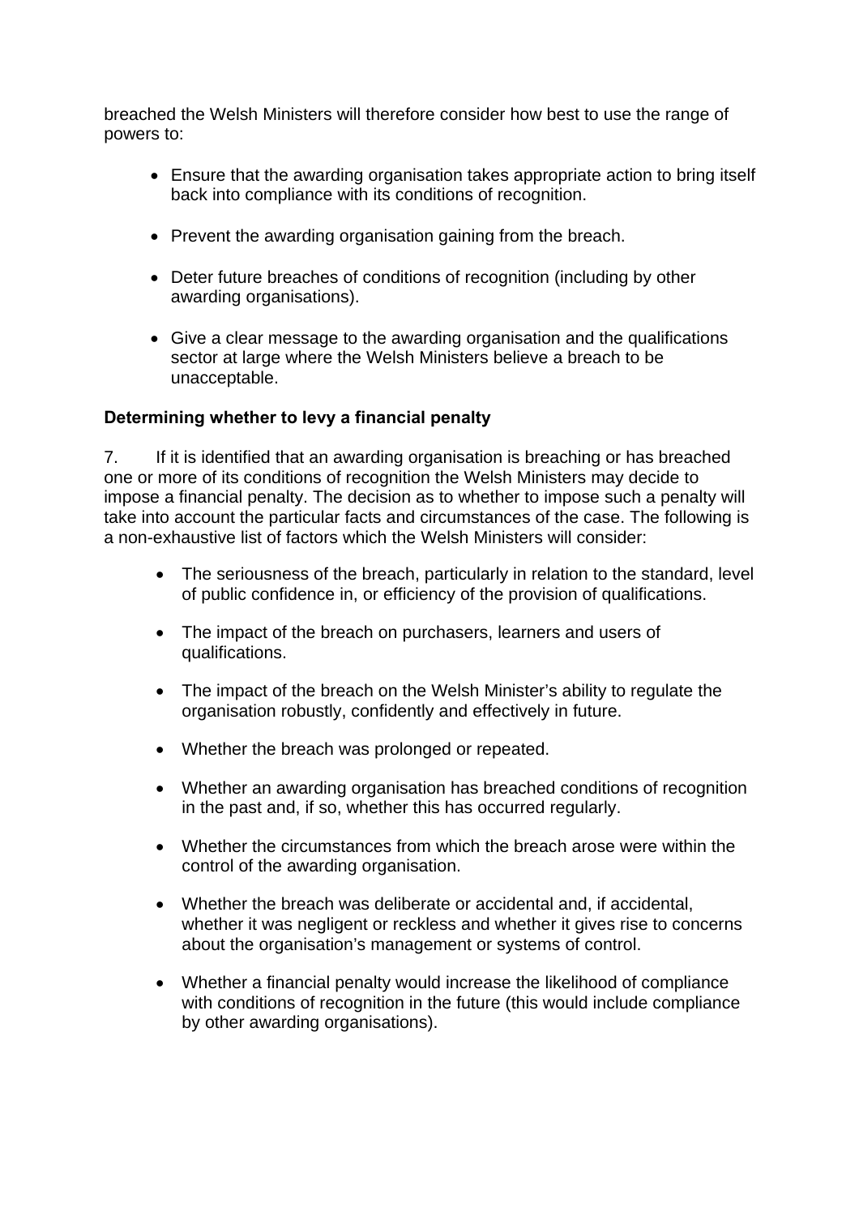breached the Welsh Ministers will therefore consider how best to use the range of powers to:

- Ensure that the awarding organisation takes appropriate action to bring itself back into compliance with its conditions of recognition.
- Prevent the awarding organisation gaining from the breach.
- Deter future breaches of conditions of recognition (including by other awarding organisations).
- Give a clear message to the awarding organisation and the qualifications sector at large where the Welsh Ministers believe a breach to be unacceptable.

**Determining whether to levy a financial penalty**

7. If it is identified that an awarding organisation is breaching or has breached one or more of its conditions of recognition the Welsh Ministers may decide to impose a financial penalty. The decision as to whether to impose such a penalty will take into account the particular facts and circumstances of the case. The following is a non-exhaustive list of factors which the Welsh Ministers will consider:

- The seriousness of the breach, particularly in relation to the standard, level of public confidence in, or efficiency of the provision of qualifications.
- The impact of the breach on purchasers, learners and users of qualifications.
- The impact of the breach on the Welsh Minister's ability to regulate the organisation robustly, confidently and effectively in future.
- Whether the breach was prolonged or repeated.
- Whether an awarding organisation has breached conditions of recognition in the past and, if so, whether this has occurred regularly.
- Whether the circumstances from which the breach arose were within the control of the awarding organisation.
- Whether the breach was deliberate or accidental and, if accidental, whether it was negligent or reckless and whether it gives rise to concerns about the organisation's management or systems of control.
- Whether a financial penalty would increase the likelihood of compliance with conditions of recognition in the future (this would include compliance by other awarding organisations).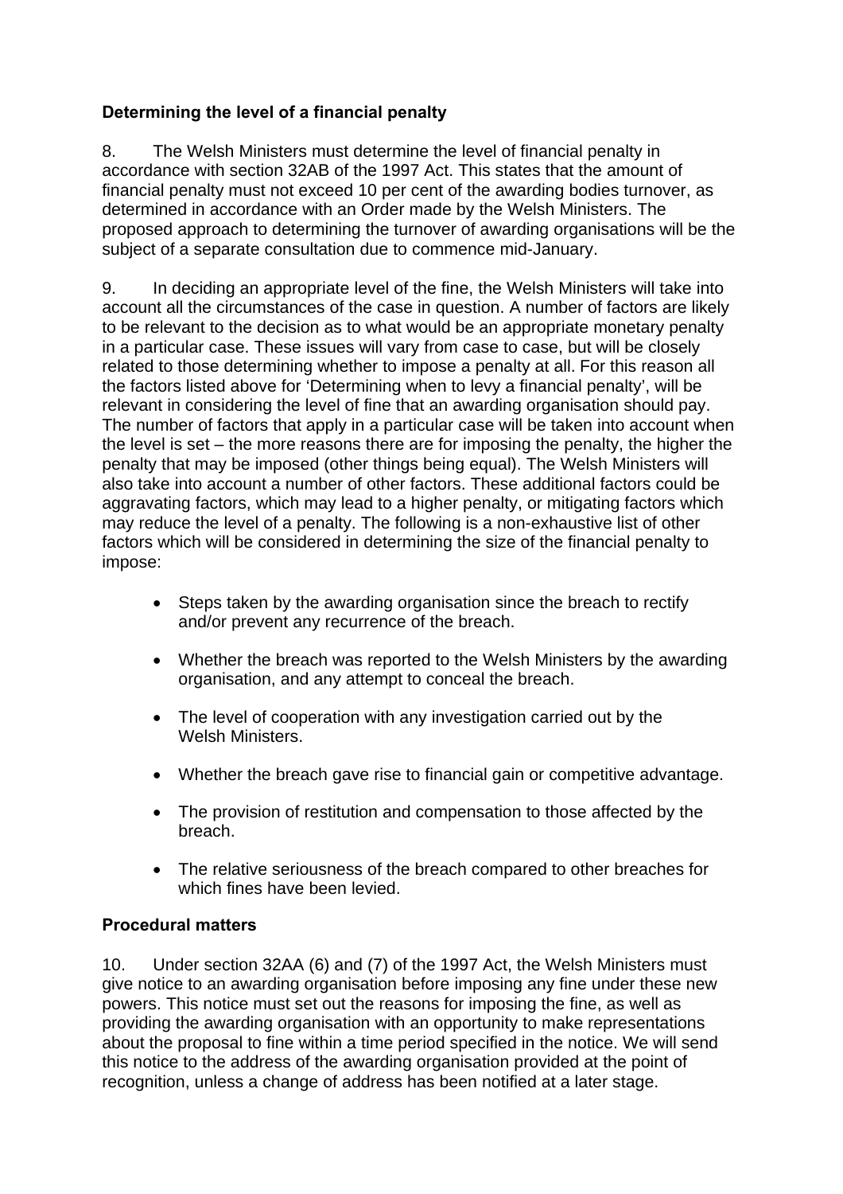## Determining the level of a financial penalty

8. The Welsh Ministers must determine the level of financial penalty in accordance with section 32AB of the 1997 Act. This states that the amount of financial penalty must not exceed 10 per cent of the awarding bodies turnover, as determined in accordance with an Order made by the Welsh Ministers. The proposed approach to determining the turnover of awarding organisations will be the subject of a separate consultation due to commence mid-January.

9. In deciding an appropriate level of the fine, the Welsh Ministers will take into account all the circumstances of the case in question. A number of factors are likely to be relevant to the decision as to what would be an appropriate monetary penalty in a particular case. These issues will vary from case to case, but will be closely related to those determining whether to impose a penalty at all. For this reason all the factors listed above for 'Determining when to levy a financial penalty', will be relevant in considering the level of fine that an awarding organisation should pay. The number of factors that apply in a particular case will be taken into account when the level is set – the more reasons there are for imposing the penalty, the higher the penalty that may be imposed (other things being equal). The Welsh Ministers will also take into account a number of other factors. These additional factors could be aggravating factors, which may lead to a higher penalty, or mitigating factors which may reduce the level of a penalty. The following is a non-exhaustive list of other factors which will be considered in determining the size of the financial penalty to impose:

- Steps taken by the awarding organisation since the breach to rectify and/or prevent any recurrence of the breach.
- Whether the breach was reported to the Welsh Ministers by the awarding organisation, and any attempt to conceal the breach.
- The level of cooperation with any investigation carried out by the Welsh Ministers.
- Whether the breach gave rise to financial gain or competitive advantage.
- The provision of restitution and compensation to those affected by the breach.
- The relative seriousness of the breach compared to other breaches for which fines have been levied.

## Procedural matters

10. Under section 32AA (6) and (7) of the 1997 Act, the Welsh Ministers must give notice to an awarding organisation before imposing any fine under these new powers. This notice must set out the reasons for imposing the fine, as well as providing the awarding organisation with an opportunity to make representations about the proposal to fine within a time period specified in the notice. We will send this notice to the address of the awarding organisation provided at the point of recognition, unless a change of address has been notified at a later stage.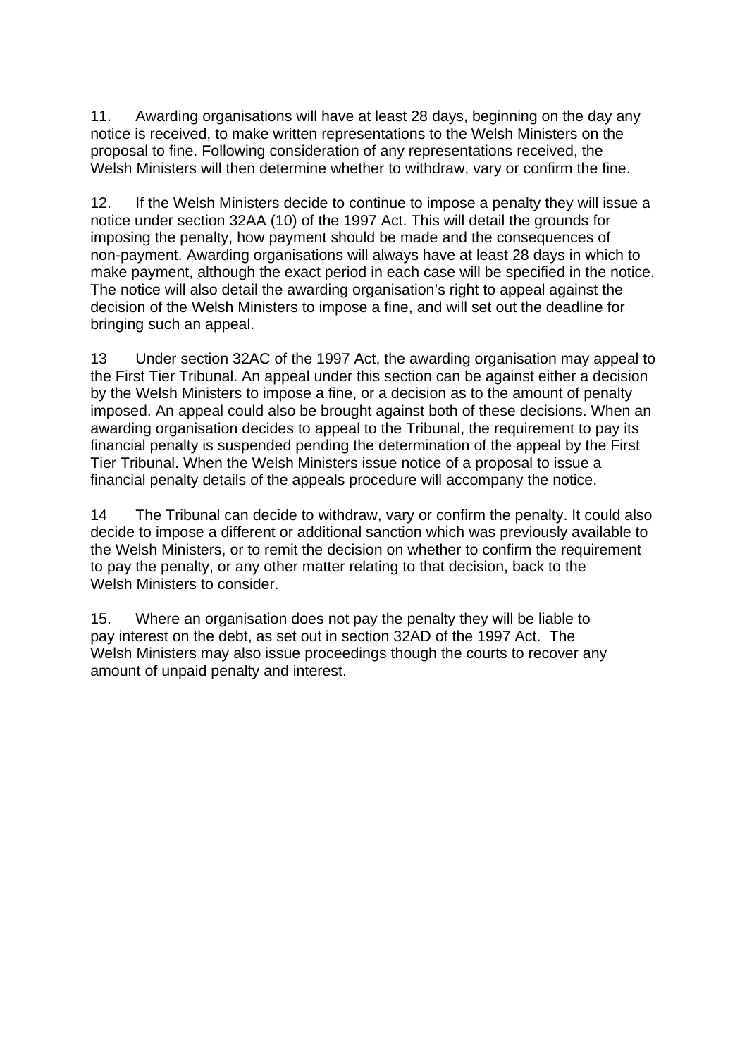11. Awarding organisations will have at least 28 days, beginning on the day any notice is received, to make written representations to the Welsh Ministers on the proposal to fine. Following consideration of any representations received, the Welsh Ministers will then determine whether to withdraw, vary or confirm the fine.

12. If the Welsh Ministers decide to continue to impose a penalty they will issue a notice under section 32AA (10) of the 1997 Act. This will detail the grounds for imposing the penalty, how payment should be made and the consequences of non-payment. Awarding organisations will always have at least 28 days in which to make payment, although the exact period in each case will be specified in the notice. The notice will also detail the awarding organisation's right to appeal against the decision of the Welsh Ministers to impose a fine, and will set out the deadline for bringing such an appeal.

13 Under section 32AC of the 1997 Act, the awarding organisation may appeal to the First Tier Tribunal. An appeal under this section can be against either a decision by the Welsh Ministers to impose a fine, or a decision as to the amount of penalty imposed. An appeal could also be brought against both of these decisions. When an awarding organisation decides to appeal to the Tribunal, the requirement to pay its financial penalty is suspended pending the determination of the appeal by the First Tier Tribunal. When the Welsh Ministers issue notice of a proposal to issue a financial penalty details of the appeals procedure will accompany the notice.

14 The Tribunal can decide to withdraw, vary or confirm the penalty. It could also decide to impose a different or additional sanction which was previously available to the Welsh Ministers, or to remit the decision on whether to confirm the requirement to pay the penalty, or any other matter relating to that decision, back to the Welsh Ministers to consider.

15. Where an organisation does not pay the penalty they will be liable to pay interest on the debt, as set out in section 32AD of the 1997 Act. The Welsh Ministers may also issue proceedings though the courts to recover any amount of unpaid penalty and interest.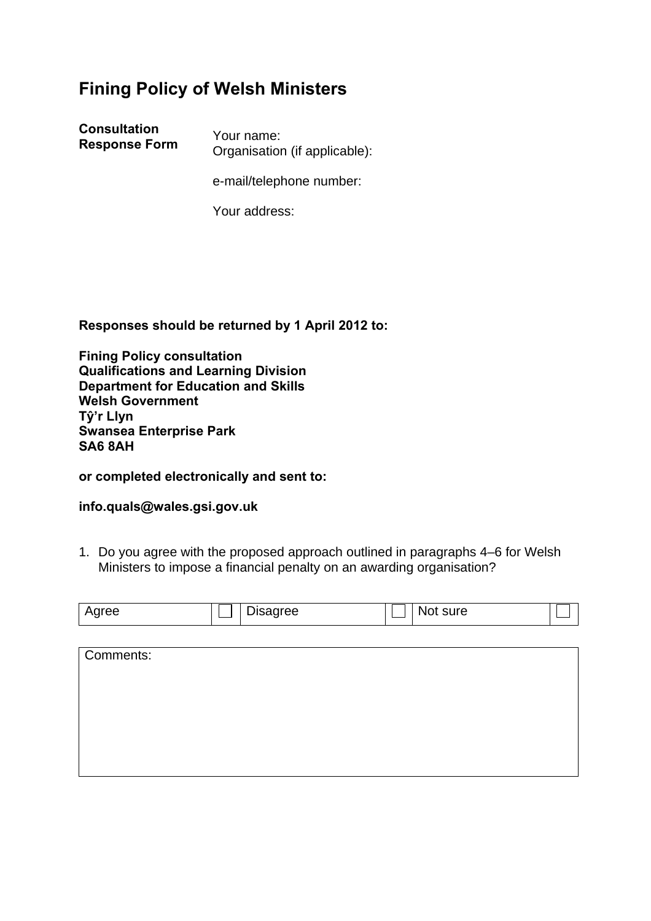# Fining Policy of Welsh Ministers

| | |
|---|---|
| **Consultation Response Form** | Your name:<br>Organisation (if applicable):<br><br>e-mail/telephone number:<br><br>Your address: |

**Responses should be returned by 1 April 2012 to:**

**Fining Policy consultation**
**Qualifications and Learning Division**
**Department for Education and Skills**
**Welsh Government**
**Tŷ'r Llyn**
**Swansea Enterprise Park**
**SA6 8AH**

**or completed electronically and sent to:**

**info.quals@wales.gsi.gov.uk**

1. Do you agree with the proposed approach outlined in paragraphs 4–6 for Welsh Ministers to impose a financial penalty on an awarding organisation?

| Agree | ☐ | Disagree | ☐ | Not sure | ☐ |
|---|---|---|---|---|---|

| Comments: |
|---|
| |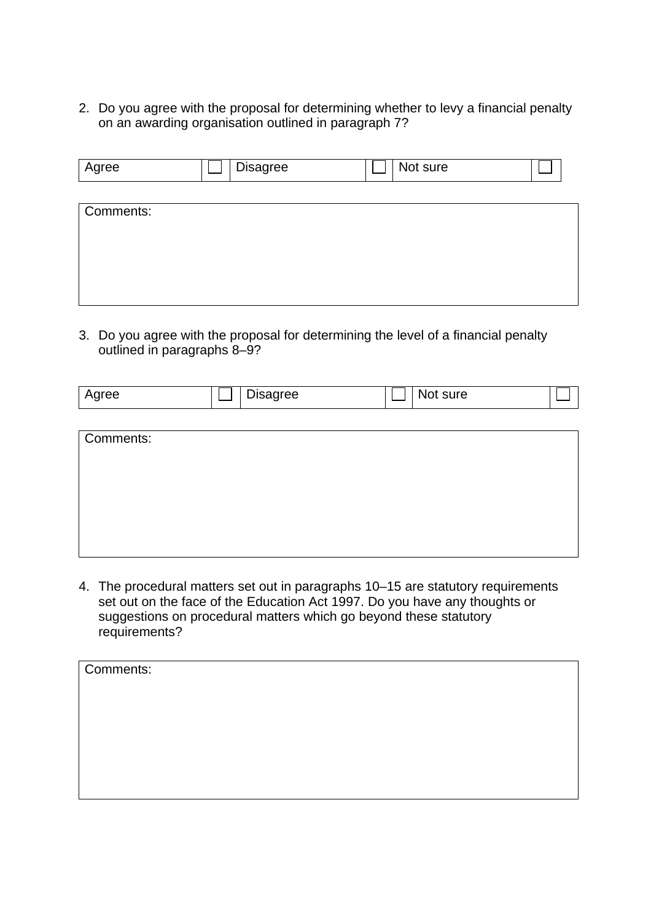2. Do you agree with the proposal for determining whether to levy a financial penalty on an awarding organisation outlined in paragraph 7?

| | | | | | |
|---|---|---|---|---|---|
| Agree | ☐ | Disagree | ☐ | Not sure | ☐ |

| |
|---|
| Comments: |

3. Do you agree with the proposal for determining the level of a financial penalty outlined in paragraphs 8–9?

| | | | | | |
|---|---|---|---|---|---|
| Agree | ☐ | Disagree | ☐ | Not sure | ☐ |

| |
|---|
| Comments: |

4. The procedural matters set out in paragraphs 10–15 are statutory requirements set out on the face of the Education Act 1997. Do you have any thoughts or suggestions on procedural matters which go beyond these statutory requirements?

| |
|---|
| Comments: |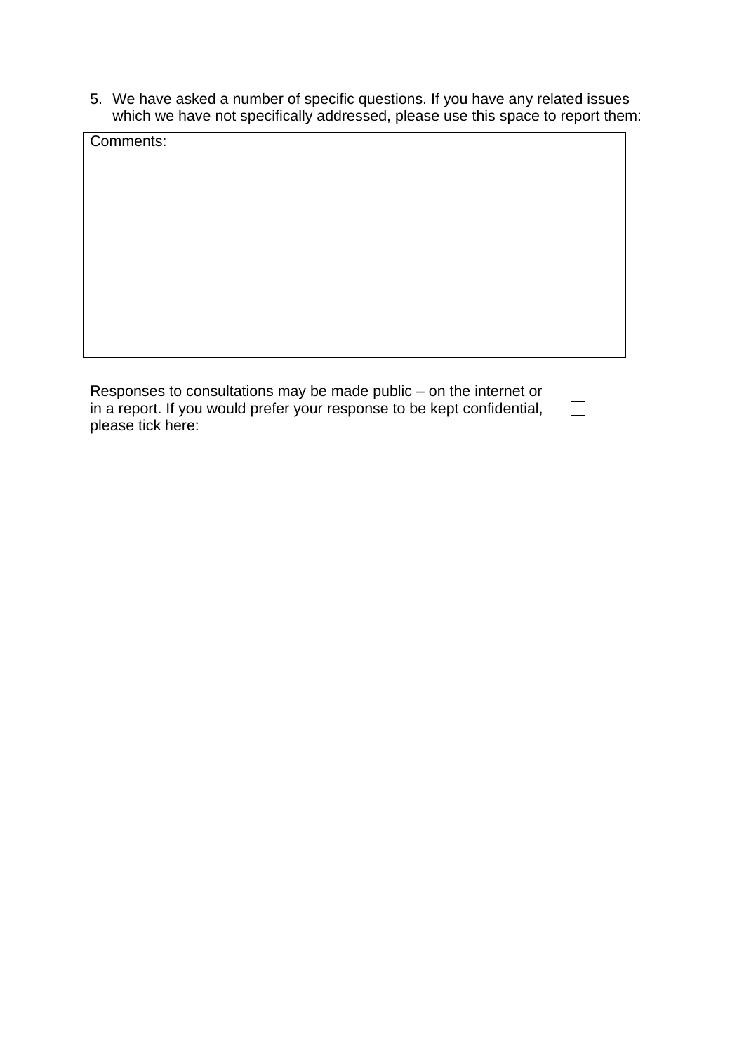5. We have asked a number of specific questions. If you have any related issues which we have not specifically addressed, please use this space to report them:

| Comments: |
| --- |
| |

Responses to consultations may be made public – on the internet or in a report. If you would prefer your response to be kept confidential, please tick here: ☐